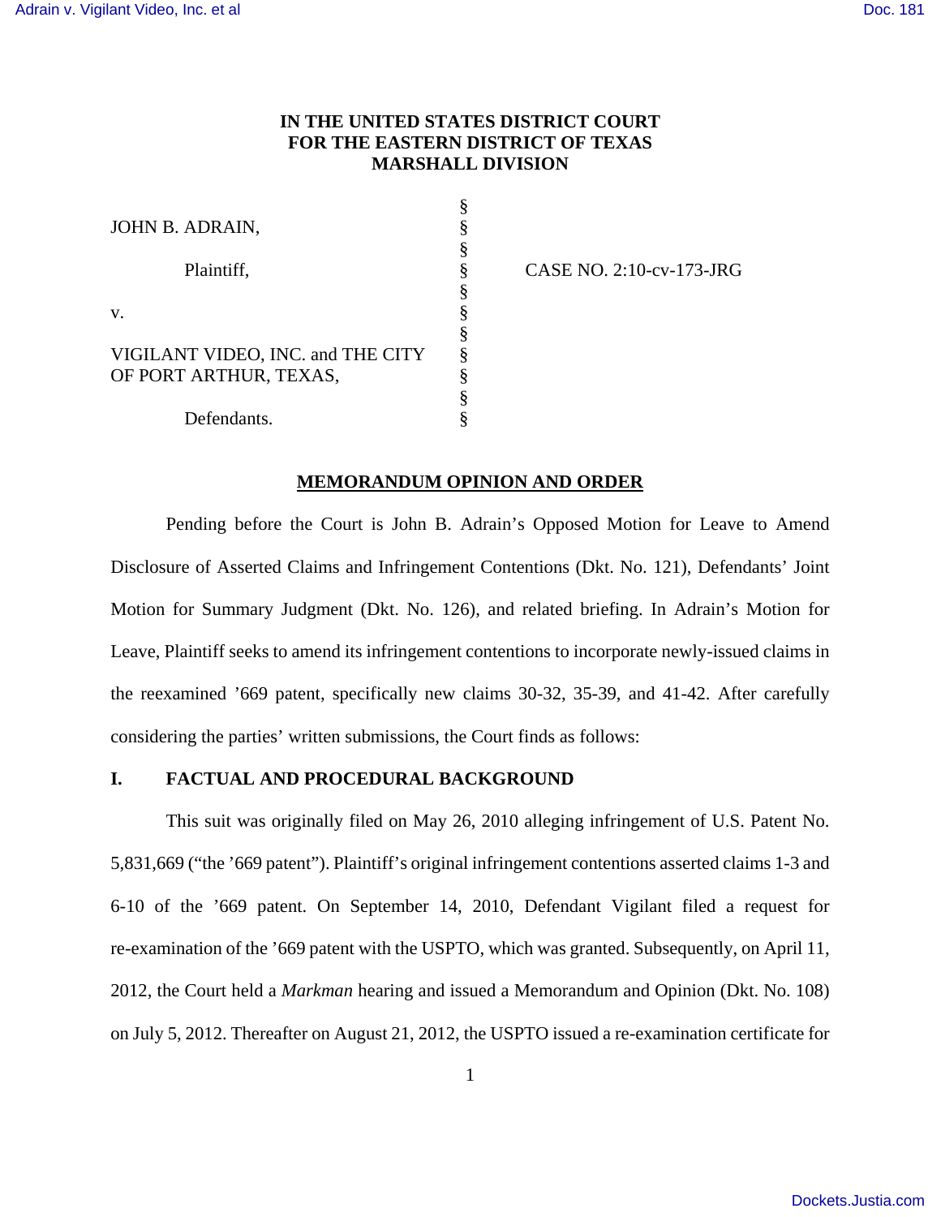IN THE UNITED STATES DISTRICT COURT
FOR THE EASTERN DISTRICT OF TEXAS
MARSHALL DIVISION

| | | |
|---|---|---|
| JOHN B. ADRAIN, | § | |
| Plaintiff, | § | CASE NO. 2:10-cv-173-JRG |
| v. | § | |
| VIGILANT VIDEO, INC. and THE CITY OF PORT ARTHUR, TEXAS, | § | |
| Defendants. | § | |

**MEMORANDUM OPINION AND ORDER**

Pending before the Court is John B. Adrain's Opposed Motion for Leave to Amend Disclosure of Asserted Claims and Infringement Contentions (Dkt. No. 121), Defendants' Joint Motion for Summary Judgment (Dkt. No. 126), and related briefing. In Adrain's Motion for Leave, Plaintiff seeks to amend its infringement contentions to incorporate newly-issued claims in the reexamined '669 patent, specifically new claims 30-32, 35-39, and 41-42. After carefully considering the parties' written submissions, the Court finds as follows:

## I. FACTUAL AND PROCEDURAL BACKGROUND

This suit was originally filed on May 26, 2010 alleging infringement of U.S. Patent No. 5,831,669 ("the '669 patent"). Plaintiff's original infringement contentions asserted claims 1-3 and 6-10 of the '669 patent. On September 14, 2010, Defendant Vigilant filed a request for re-examination of the '669 patent with the USPTO, which was granted. Subsequently, on April 11, 2012, the Court held a *Markman* hearing and issued a Memorandum and Opinion (Dkt. No. 108) on July 5, 2012. Thereafter on August 21, 2012, the USPTO issued a re-examination certificate for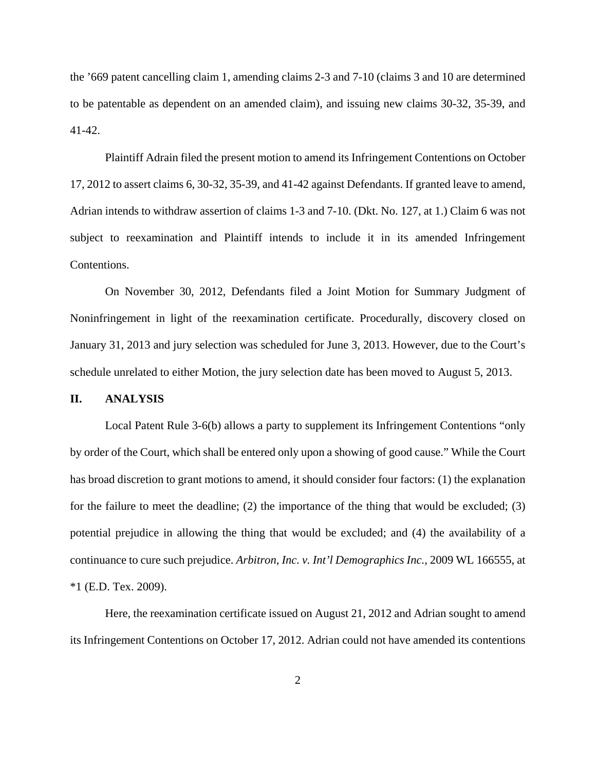the ’669 patent cancelling claim 1, amending claims 2-3 and 7-10 (claims 3 and 10 are determined to be patentable as dependent on an amended claim), and issuing new claims 30-32, 35-39, and 41-42.

Plaintiff Adrain filed the present motion to amend its Infringement Contentions on October 17, 2012 to assert claims 6, 30-32, 35-39, and 41-42 against Defendants. If granted leave to amend, Adrian intends to withdraw assertion of claims 1-3 and 7-10. (Dkt. No. 127, at 1.) Claim 6 was not subject to reexamination and Plaintiff intends to include it in its amended Infringement Contentions.

On November 30, 2012, Defendants filed a Joint Motion for Summary Judgment of Noninfringement in light of the reexamination certificate. Procedurally, discovery closed on January 31, 2013 and jury selection was scheduled for June 3, 2013. However, due to the Court’s schedule unrelated to either Motion, the jury selection date has been moved to August 5, 2013.

## II. ANALYSIS

Local Patent Rule 3-6(b) allows a party to supplement its Infringement Contentions “only by order of the Court, which shall be entered only upon a showing of good cause.” While the Court has broad discretion to grant motions to amend, it should consider four factors: (1) the explanation for the failure to meet the deadline; (2) the importance of the thing that would be excluded; (3) potential prejudice in allowing the thing that would be excluded; and (4) the availability of a continuance to cure such prejudice. *Arbitron, Inc. v. Int’l Demographics Inc.*, 2009 WL 166555, at *1 (E.D. Tex. 2009).

Here, the reexamination certificate issued on August 21, 2012 and Adrian sought to amend its Infringement Contentions on October 17, 2012. Adrian could not have amended its contentions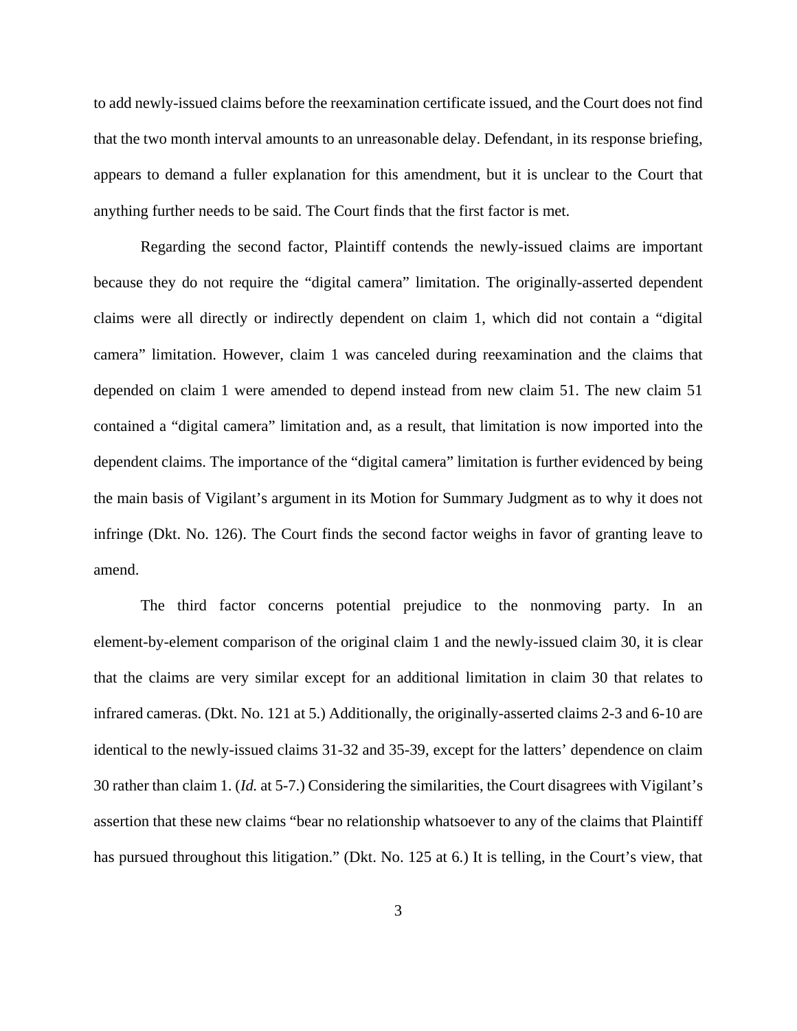to add newly-issued claims before the reexamination certificate issued, and the Court does not find that the two month interval amounts to an unreasonable delay. Defendant, in its response briefing, appears to demand a fuller explanation for this amendment, but it is unclear to the Court that anything further needs to be said. The Court finds that the first factor is met.

Regarding the second factor, Plaintiff contends the newly-issued claims are important because they do not require the "digital camera" limitation. The originally-asserted dependent claims were all directly or indirectly dependent on claim 1, which did not contain a "digital camera" limitation. However, claim 1 was canceled during reexamination and the claims that depended on claim 1 were amended to depend instead from new claim 51. The new claim 51 contained a "digital camera" limitation and, as a result, that limitation is now imported into the dependent claims. The importance of the "digital camera" limitation is further evidenced by being the main basis of Vigilant's argument in its Motion for Summary Judgment as to why it does not infringe (Dkt. No. 126). The Court finds the second factor weighs in favor of granting leave to amend.

The third factor concerns potential prejudice to the nonmoving party. In an element-by-element comparison of the original claim 1 and the newly-issued claim 30, it is clear that the claims are very similar except for an additional limitation in claim 30 that relates to infrared cameras. (Dkt. No. 121 at 5.) Additionally, the originally-asserted claims 2-3 and 6-10 are identical to the newly-issued claims 31-32 and 35-39, except for the latters' dependence on claim 30 rather than claim 1. (*Id.* at 5-7.) Considering the similarities, the Court disagrees with Vigilant's assertion that these new claims "bear no relationship whatsoever to any of the claims that Plaintiff has pursued throughout this litigation." (Dkt. No. 125 at 6.) It is telling, in the Court's view, that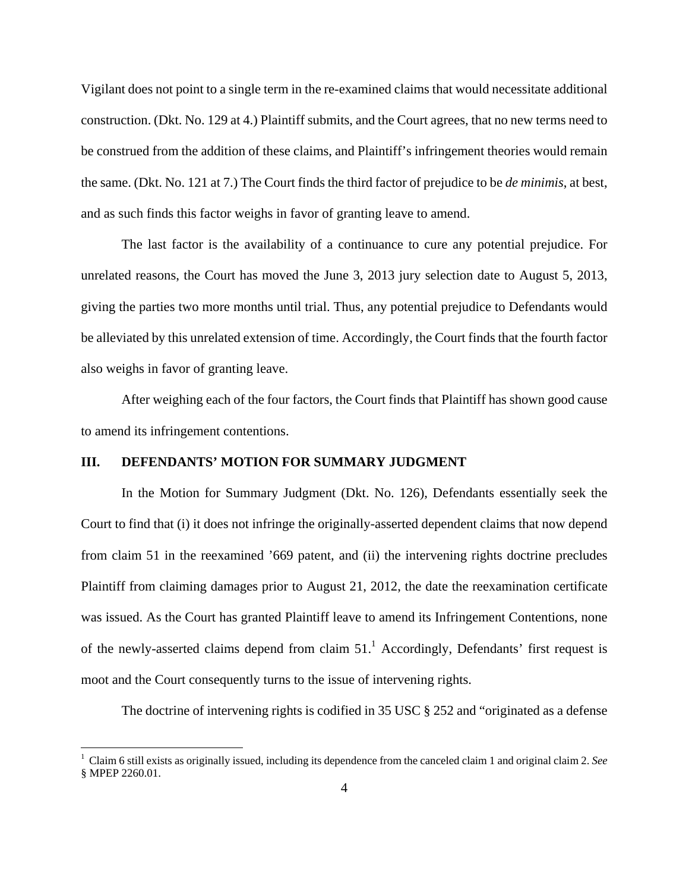Vigilant does not point to a single term in the re-examined claims that would necessitate additional construction. (Dkt. No. 129 at 4.) Plaintiff submits, and the Court agrees, that no new terms need to be construed from the addition of these claims, and Plaintiff's infringement theories would remain the same. (Dkt. No. 121 at 7.) The Court finds the third factor of prejudice to be *de minimis*, at best, and as such finds this factor weighs in favor of granting leave to amend.

The last factor is the availability of a continuance to cure any potential prejudice. For unrelated reasons, the Court has moved the June 3, 2013 jury selection date to August 5, 2013, giving the parties two more months until trial. Thus, any potential prejudice to Defendants would be alleviated by this unrelated extension of time. Accordingly, the Court finds that the fourth factor also weighs in favor of granting leave.

After weighing each of the four factors, the Court finds that Plaintiff has shown good cause to amend its infringement contentions.

## III. DEFENDANTS' MOTION FOR SUMMARY JUDGMENT

In the Motion for Summary Judgment (Dkt. No. 126), Defendants essentially seek the Court to find that (i) it does not infringe the originally-asserted dependent claims that now depend from claim 51 in the reexamined '669 patent, and (ii) the intervening rights doctrine precludes Plaintiff from claiming damages prior to August 21, 2012, the date the reexamination certificate was issued. As the Court has granted Plaintiff leave to amend its Infringement Contentions, none of the newly-asserted claims depend from claim 51.[1] Accordingly, Defendants' first request is moot and the Court consequently turns to the issue of intervening rights.

The doctrine of intervening rights is codified in 35 USC § 252 and "originated as a defense

---

[1] Claim 6 still exists as originally issued, including its dependence from the canceled claim 1 and original claim 2. *See* § MPEP 2260.01.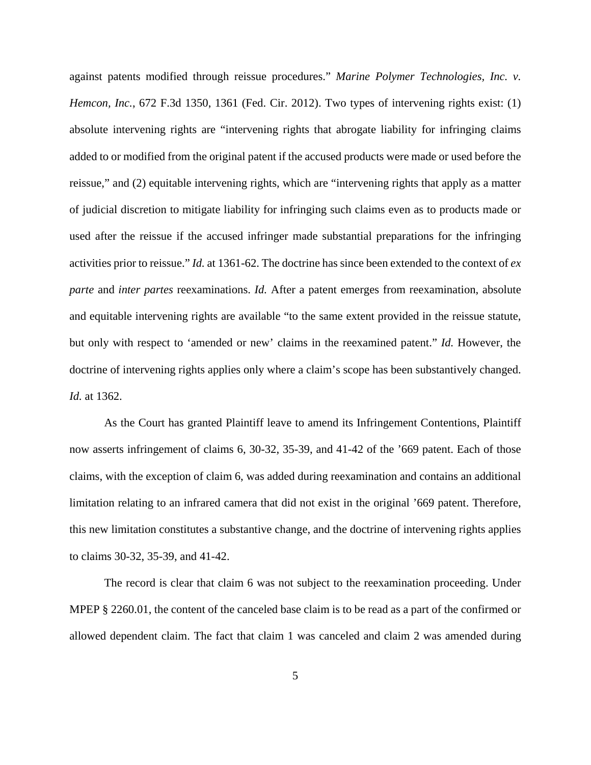against patents modified through reissue procedures." *Marine Polymer Technologies, Inc. v. Hemcon, Inc.*, 672 F.3d 1350, 1361 (Fed. Cir. 2012). Two types of intervening rights exist: (1) absolute intervening rights are "intervening rights that abrogate liability for infringing claims added to or modified from the original patent if the accused products were made or used before the reissue," and (2) equitable intervening rights, which are "intervening rights that apply as a matter of judicial discretion to mitigate liability for infringing such claims even as to products made or used after the reissue if the accused infringer made substantial preparations for the infringing activities prior to reissue." *Id.* at 1361-62. The doctrine has since been extended to the context of *ex parte* and *inter partes* reexaminations. *Id.* After a patent emerges from reexamination, absolute and equitable intervening rights are available "to the same extent provided in the reissue statute, but only with respect to 'amended or new' claims in the reexamined patent." *Id.* However, the doctrine of intervening rights applies only where a claim's scope has been substantively changed. *Id.* at 1362.

As the Court has granted Plaintiff leave to amend its Infringement Contentions, Plaintiff now asserts infringement of claims 6, 30-32, 35-39, and 41-42 of the '669 patent. Each of those claims, with the exception of claim 6, was added during reexamination and contains an additional limitation relating to an infrared camera that did not exist in the original '669 patent. Therefore, this new limitation constitutes a substantive change, and the doctrine of intervening rights applies to claims 30-32, 35-39, and 41-42.

The record is clear that claim 6 was not subject to the reexamination proceeding. Under MPEP § 2260.01, the content of the canceled base claim is to be read as a part of the confirmed or allowed dependent claim. The fact that claim 1 was canceled and claim 2 was amended during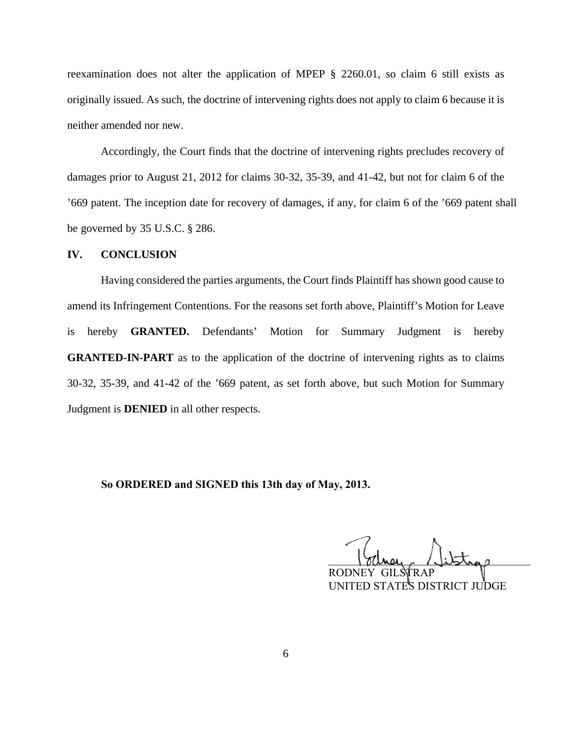reexamination does not alter the application of MPEP § 2260.01, so claim 6 still exists as originally issued. As such, the doctrine of intervening rights does not apply to claim 6 because it is neither amended nor new.

Accordingly, the Court finds that the doctrine of intervening rights precludes recovery of damages prior to August 21, 2012 for claims 30-32, 35-39, and 41-42, but not for claim 6 of the ’669 patent. The inception date for recovery of damages, if any, for claim 6 of the ’669 patent shall be governed by 35 U.S.C. § 286.

## IV. CONCLUSION

Having considered the parties arguments, the Court finds Plaintiff has shown good cause to amend its Infringement Contentions. For the reasons set forth above, Plaintiff’s Motion for Leave is hereby **GRANTED.** Defendants’ Motion for Summary Judgment is hereby **GRANTED-IN-PART** as to the application of the doctrine of intervening rights as to claims 30-32, 35-39, and 41-42 of the ’669 patent, as set forth above, but such Motion for Summary Judgment is **DENIED** in all other respects.

**So ORDERED and SIGNED this 13th day of May, 2013.**

RODNEY GILSTRAP
UNITED STATES DISTRICT JUDGE